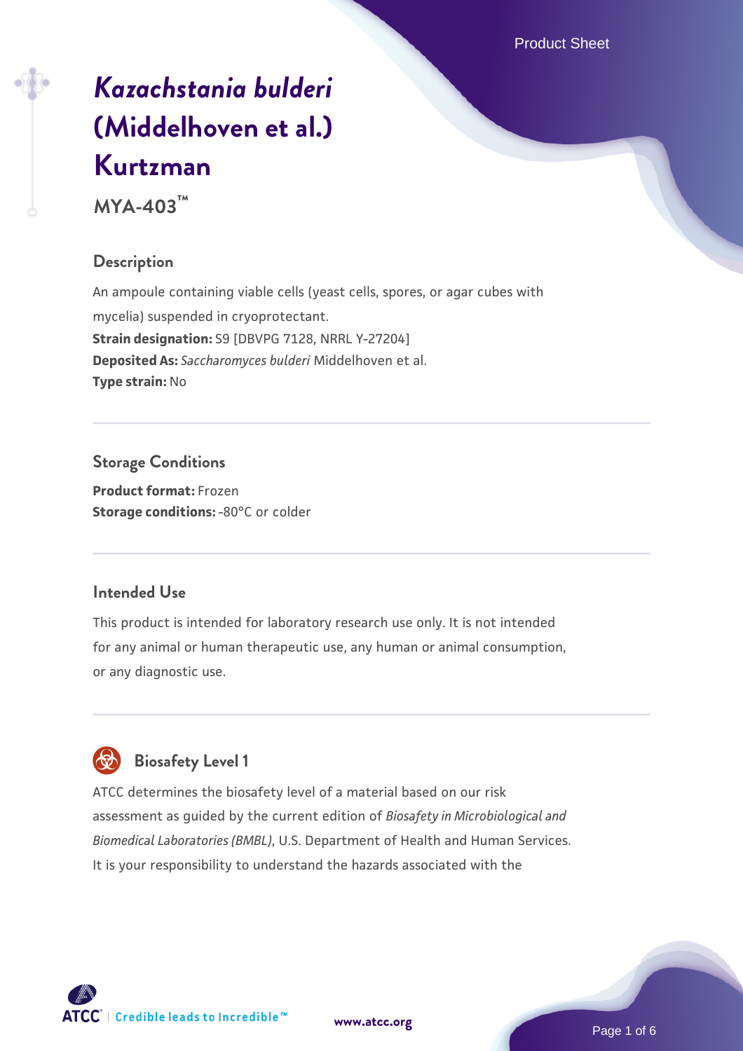# *Kazachstania bulderi* (Middelhoven et al.) Kurtzman

**MYA-403™**

## Description

An ampoule containing viable cells (yeast cells, spores, or agar cubes with mycelia) suspended in cryoprotectant.
**Strain designation:** S9 [DBVPG 7128, NRRL Y-27204]
**Deposited As:** *Saccharomyces bulderi* Middelhoven et al.
**Type strain:** No

## Storage Conditions

**Product format:** Frozen
**Storage conditions:** -80°C or colder

## Intended Use

This product is intended for laboratory research use only. It is not intended for any animal or human therapeutic use, any human or animal consumption, or any diagnostic use.

## Biosafety Level 1

ATCC determines the biosafety level of a material based on our risk assessment as guided by the current edition of *Biosafety in Microbiological and Biomedical Laboratories (BMBL)*, U.S. Department of Health and Human Services. It is your responsibility to understand the hazards associated with the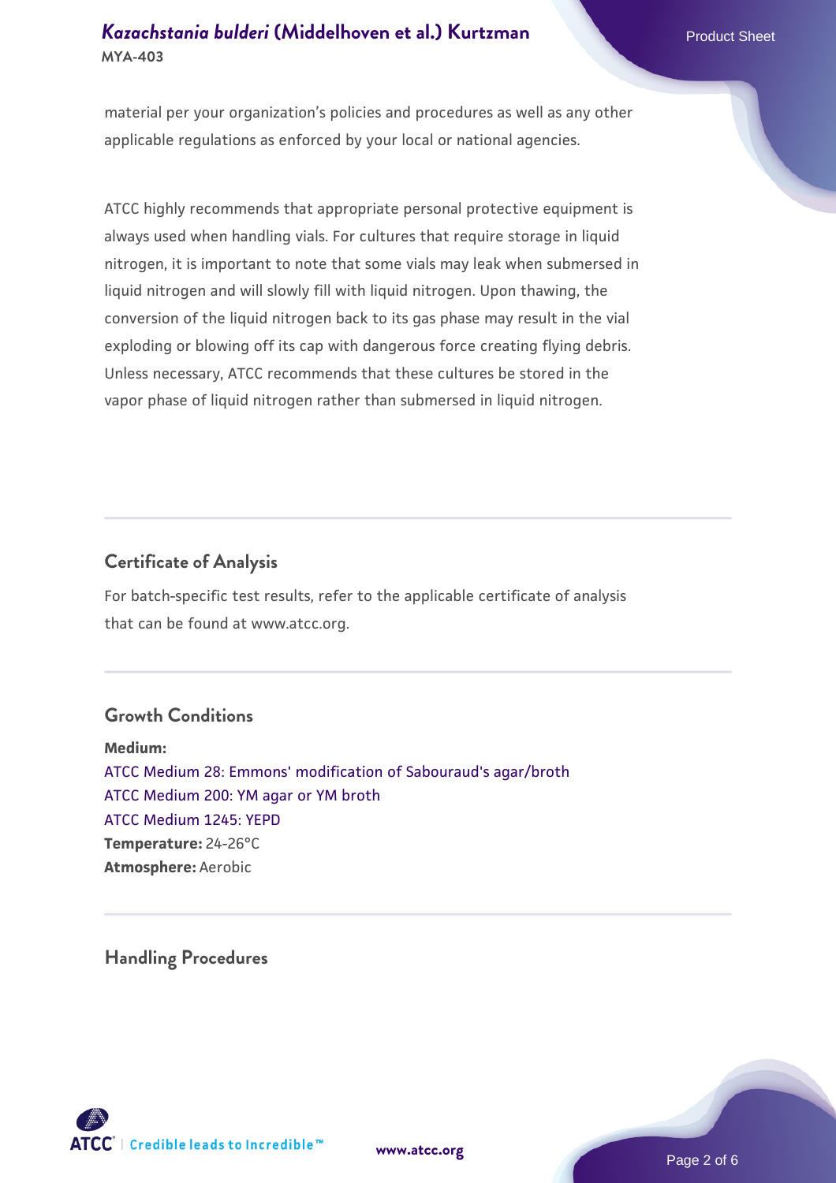material per your organization’s policies and procedures as well as any other applicable regulations as enforced by your local or national agencies.

ATCC highly recommends that appropriate personal protective equipment is always used when handling vials. For cultures that require storage in liquid nitrogen, it is important to note that some vials may leak when submersed in liquid nitrogen and will slowly fill with liquid nitrogen. Upon thawing, the conversion of the liquid nitrogen back to its gas phase may result in the vial exploding or blowing off its cap with dangerous force creating flying debris. Unless necessary, ATCC recommends that these cultures be stored in the vapor phase of liquid nitrogen rather than submersed in liquid nitrogen.

## Certificate of Analysis

For batch-specific test results, refer to the applicable certificate of analysis that can be found at www.atcc.org.

## Growth Conditions

**Medium:**
ATCC Medium 28: Emmons' modification of Sabouraud's agar/broth
ATCC Medium 200: YM agar or YM broth
ATCC Medium 1245: YEPD
**Temperature:** 24-26°C
**Atmosphere:** Aerobic

## Handling Procedures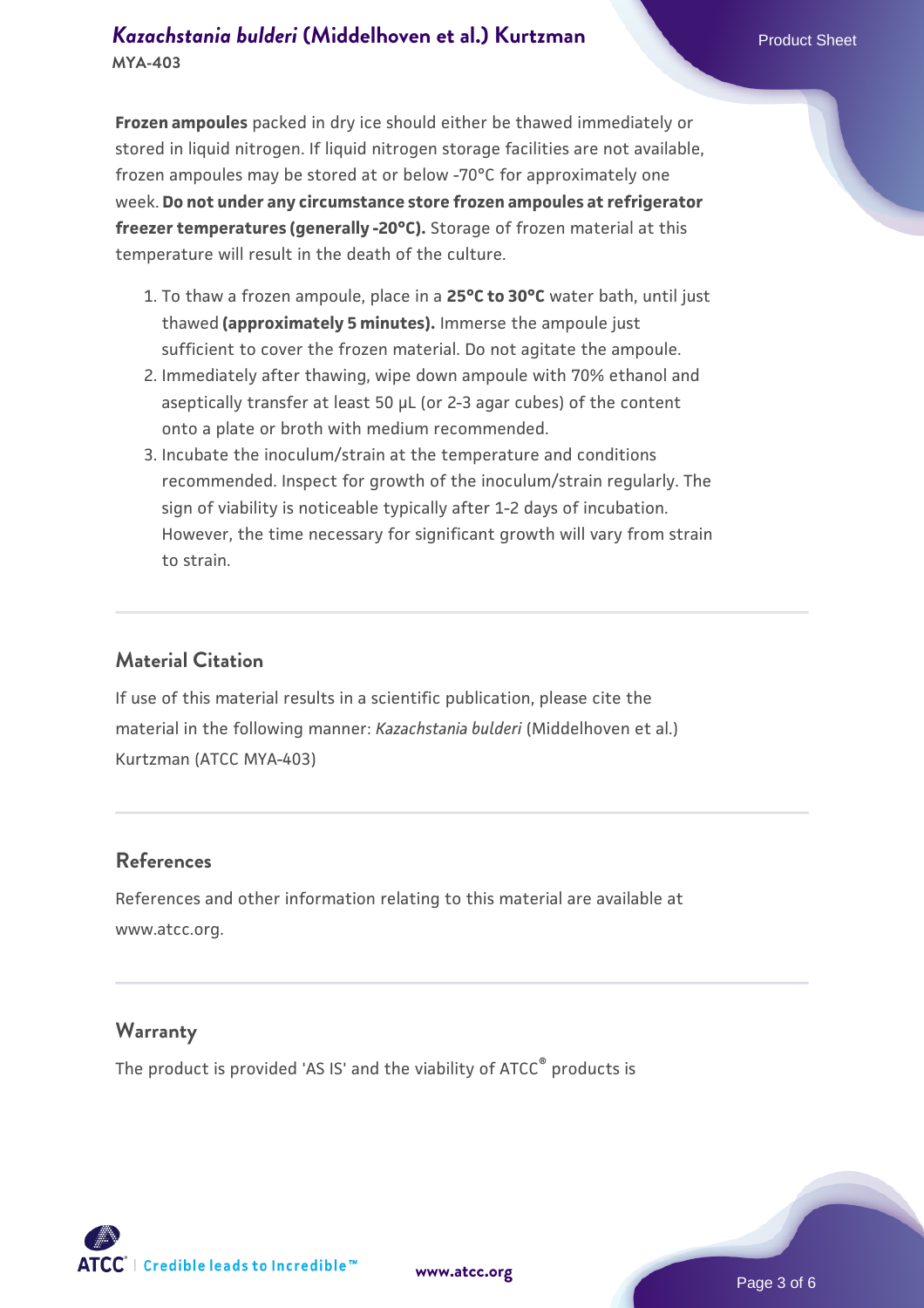**Frozen ampoules** packed in dry ice should either be thawed immediately or stored in liquid nitrogen. If liquid nitrogen storage facilities are not available, frozen ampoules may be stored at or below -70°C for approximately one week. **Do not under any circumstance store frozen ampoules at refrigerator freezer temperatures (generally -20°C).** Storage of frozen material at this temperature will result in the death of the culture.

1. To thaw a frozen ampoule, place in a **25°C to 30°C** water bath, until just thawed **(approximately 5 minutes).** Immerse the ampoule just sufficient to cover the frozen material. Do not agitate the ampoule.
2. Immediately after thawing, wipe down ampoule with 70% ethanol and aseptically transfer at least 50 µL (or 2-3 agar cubes) of the content onto a plate or broth with medium recommended.
3. Incubate the inoculum/strain at the temperature and conditions recommended. Inspect for growth of the inoculum/strain regularly. The sign of viability is noticeable typically after 1-2 days of incubation. However, the time necessary for significant growth will vary from strain to strain.

## Material Citation

If use of this material results in a scientific publication, please cite the material in the following manner: *Kazachstania bulderi* (Middelhoven et al.) Kurtzman (ATCC MYA-403)

## References

References and other information relating to this material are available at www.atcc.org.

## Warranty

The product is provided 'AS IS' and the viability of ATCC® products is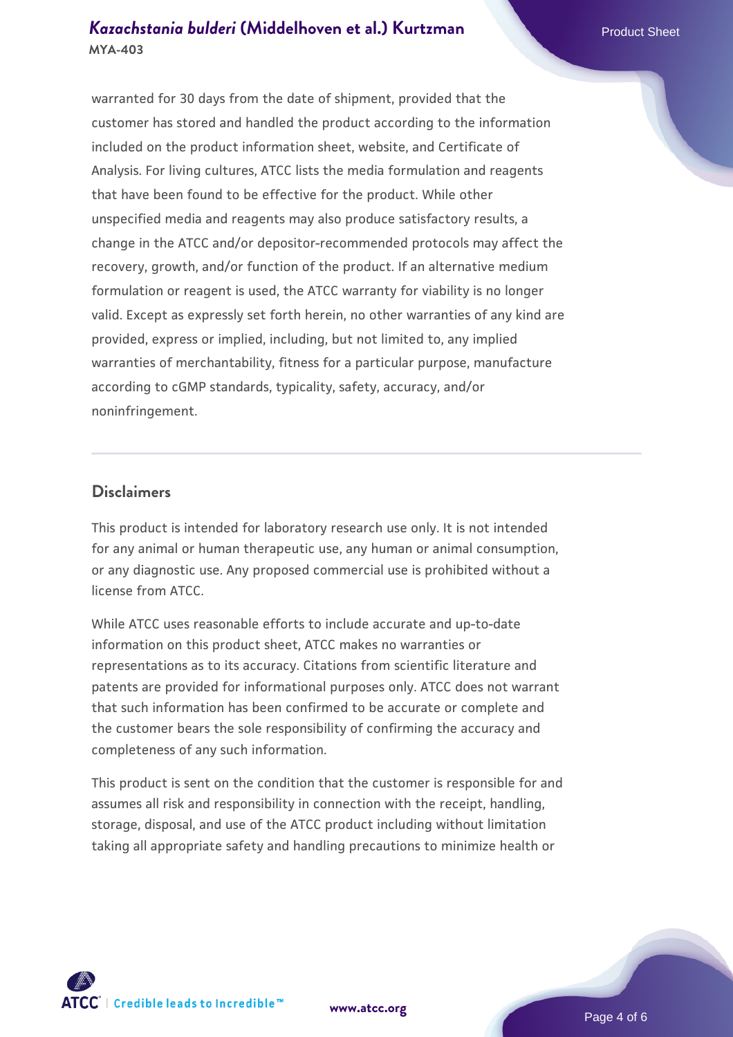warranted for 30 days from the date of shipment, provided that the customer has stored and handled the product according to the information included on the product information sheet, website, and Certificate of Analysis. For living cultures, ATCC lists the media formulation and reagents that have been found to be effective for the product. While other unspecified media and reagents may also produce satisfactory results, a change in the ATCC and/or depositor-recommended protocols may affect the recovery, growth, and/or function of the product. If an alternative medium formulation or reagent is used, the ATCC warranty for viability is no longer valid. Except as expressly set forth herein, no other warranties of any kind are provided, express or implied, including, but not limited to, any implied warranties of merchantability, fitness for a particular purpose, manufacture according to cGMP standards, typicality, safety, accuracy, and/or noninfringement.

## Disclaimers

This product is intended for laboratory research use only. It is not intended for any animal or human therapeutic use, any human or animal consumption, or any diagnostic use. Any proposed commercial use is prohibited without a license from ATCC.

While ATCC uses reasonable efforts to include accurate and up-to-date information on this product sheet, ATCC makes no warranties or representations as to its accuracy. Citations from scientific literature and patents are provided for informational purposes only. ATCC does not warrant that such information has been confirmed to be accurate or complete and the customer bears the sole responsibility of confirming the accuracy and completeness of any such information.

This product is sent on the condition that the customer is responsible for and assumes all risk and responsibility in connection with the receipt, handling, storage, disposal, and use of the ATCC product including without limitation taking all appropriate safety and handling precautions to minimize health or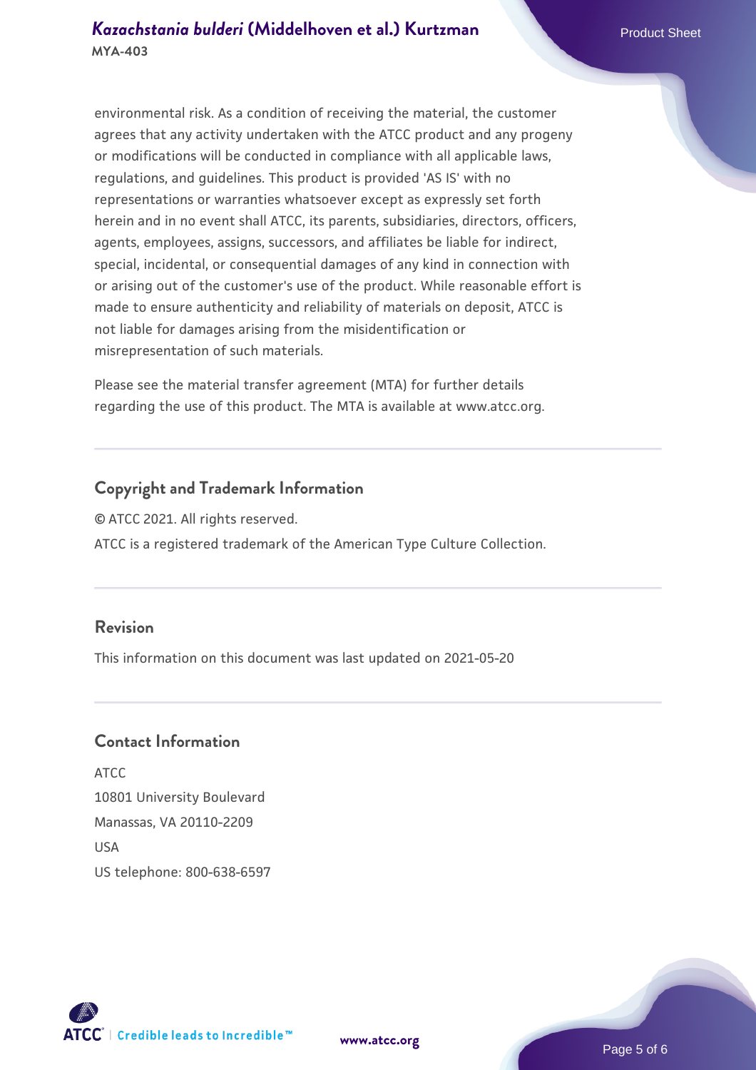environmental risk. As a condition of receiving the material, the customer agrees that any activity undertaken with the ATCC product and any progeny or modifications will be conducted in compliance with all applicable laws, regulations, and guidelines. This product is provided 'AS IS' with no representations or warranties whatsoever except as expressly set forth herein and in no event shall ATCC, its parents, subsidiaries, directors, officers, agents, employees, assigns, successors, and affiliates be liable for indirect, special, incidental, or consequential damages of any kind in connection with or arising out of the customer's use of the product. While reasonable effort is made to ensure authenticity and reliability of materials on deposit, ATCC is not liable for damages arising from the misidentification or misrepresentation of such materials.

Please see the material transfer agreement (MTA) for further details regarding the use of this product. The MTA is available at www.atcc.org.

## Copyright and Trademark Information

© ATCC 2021. All rights reserved.

ATCC is a registered trademark of the American Type Culture Collection.

## Revision

This information on this document was last updated on 2021-05-20

## Contact Information

ATCC
10801 University Boulevard
Manassas, VA 20110-2209
USA
US telephone: 800-638-6597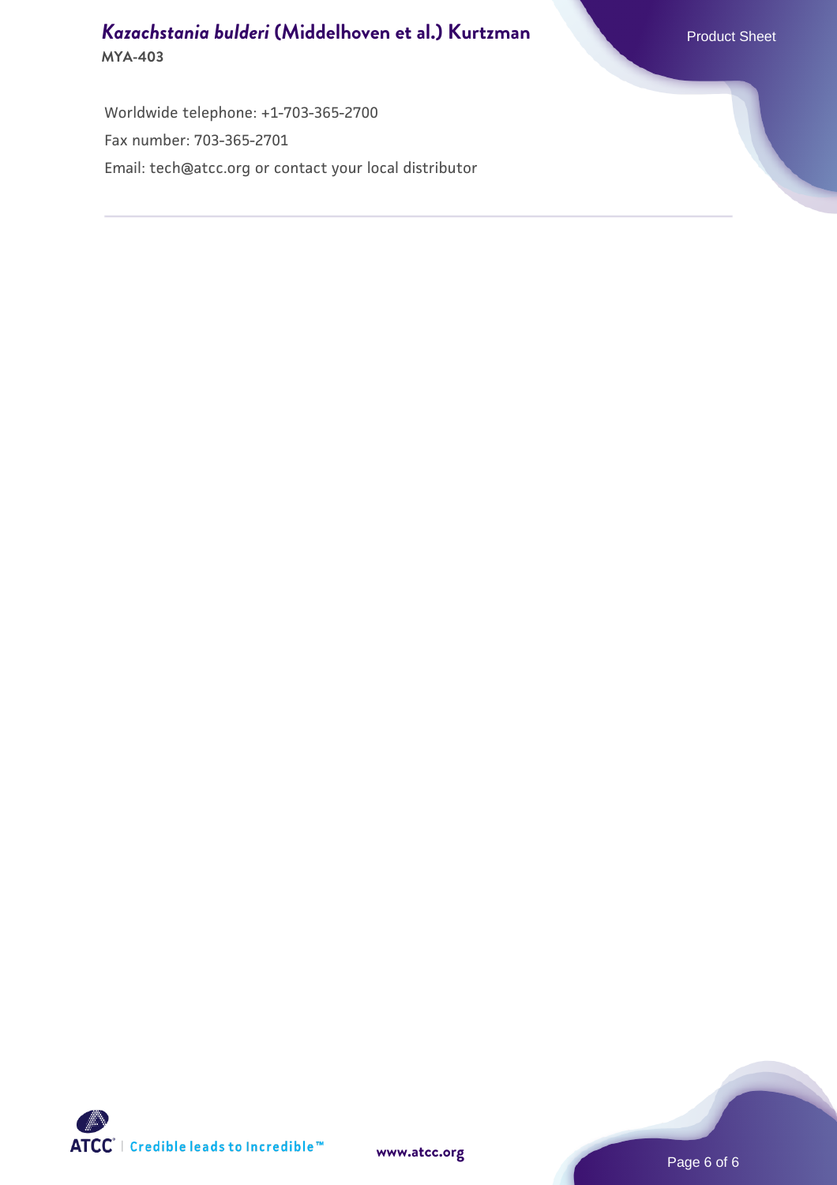Worldwide telephone: +1-703-365-2700

Fax number: 703-365-2701

Email: tech@atcc.org or contact your local distributor